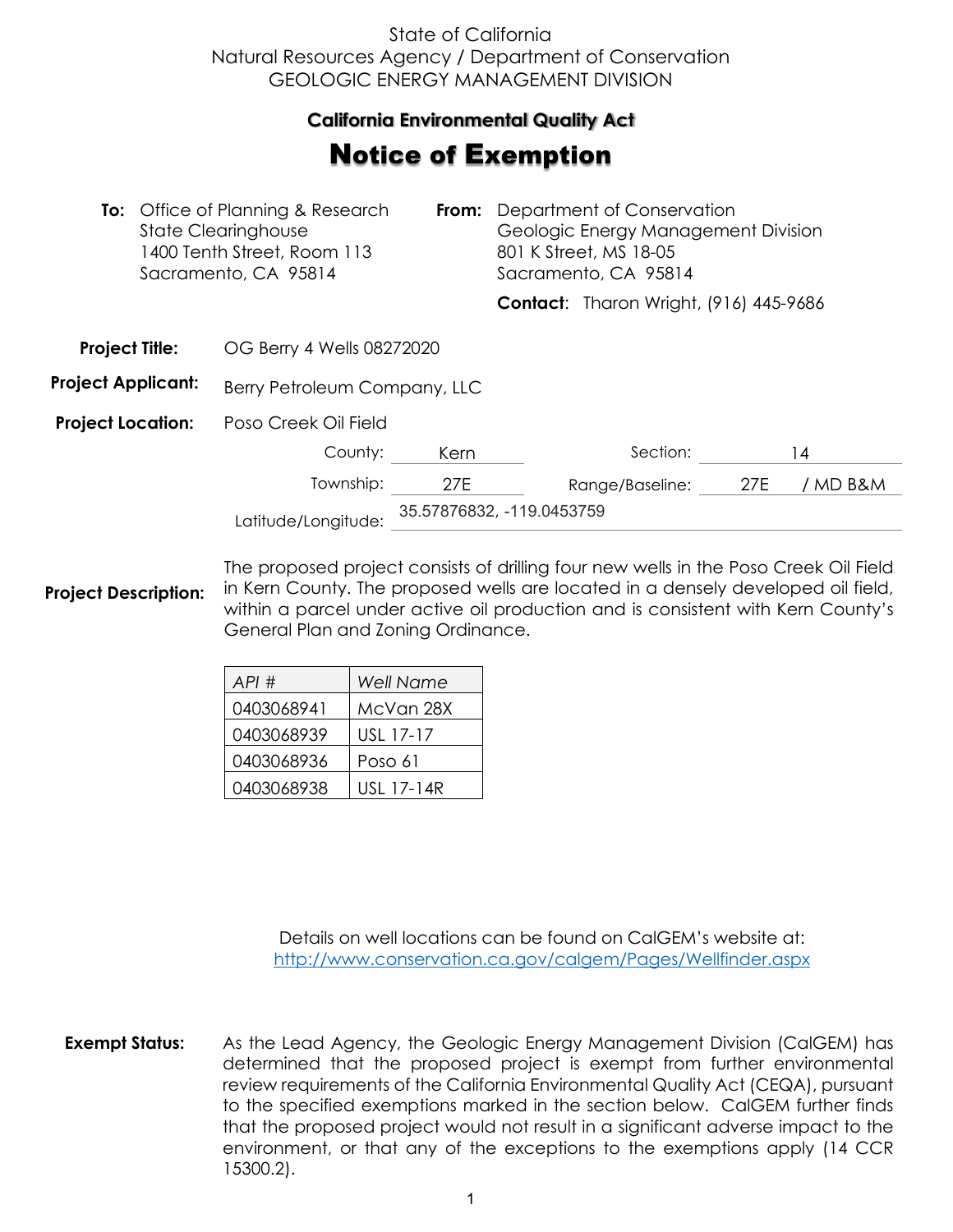State of California
Natural Resources Agency / Department of Conservation
GEOLOGIC ENERGY MANAGEMENT DIVISION

## California Environmental Quality Act

# Notice of Exemption

**To:** Office of Planning & Research
State Clearinghouse
1400 Tenth Street, Room 113
Sacramento, CA 95814

**From:** Department of Conservation
Geologic Energy Management Division
801 K Street, MS 18-05
Sacramento, CA 95814

**Contact:** Tharon Wright, (916) 445-9686

**Project Title:** OG Berry 4 Wells 08272020

**Project Applicant:** Berry Petroleum Company, LLC

**Project Location:** Poso Creek Oil Field

County: Kern
Section: 14
Township: 27E
Range/Baseline: 27E / MD B&M
Latitude/Longitude: 35.57876832, -119.0453759

**Project Description:** The proposed project consists of drilling four new wells in the Poso Creek Oil Field in Kern County. The proposed wells are located in a densely developed oil field, within a parcel under active oil production and is consistent with Kern County's General Plan and Zoning Ordinance.

| *API #* | *Well Name* |
|---|---|
| 0403068941 | McVan 28X |
| 0403068939 | USL 17-17 |
| 0403068936 | Poso 61 |
| 0403068938 | USL 17-14R |

Details on well locations can be found on CalGEM's website at:
http://www.conservation.ca.gov/calgem/Pages/Wellfinder.aspx

**Exempt Status:** As the Lead Agency, the Geologic Energy Management Division (CalGEM) has determined that the proposed project is exempt from further environmental review requirements of the California Environmental Quality Act (CEQA), pursuant to the specified exemptions marked in the section below. CalGEM further finds that the proposed project would not result in a significant adverse impact to the environment, or that any of the exceptions to the exemptions apply (14 CCR 15300.2).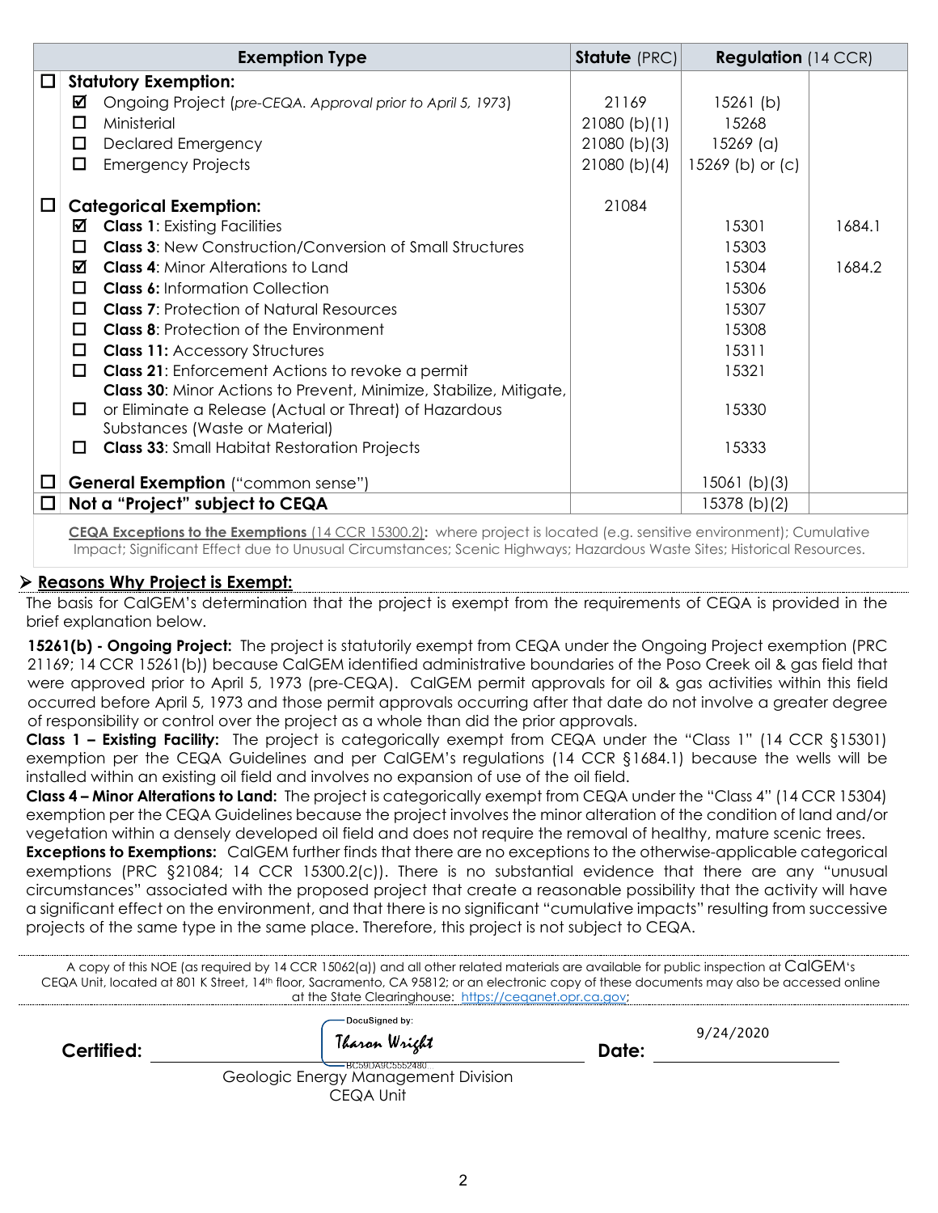| | | Exemption Type | Statute (PRC) | Regulation (14 CCR) | |
|---|---|---|---|---|---|
| ☐ | | **Statutory Exemption:** | | | |
| | ☑ | Ongoing Project (*pre-CEQA. Approval prior to April 5, 1973*) | 21169 | 15261 (b) | |
| | ☐ | Ministerial | 21080 (b)(1) | 15268 | |
| | ☐ | Declared Emergency | 21080 (b)(3) | 15269 (a) | |
| | ☐ | Emergency Projects | 21080 (b)(4) | 15269 (b) or (c) | |
| ☐ | | **Categorical Exemption:** | 21084 | | |
| | ☑ | **Class 1**: Existing Facilities | | 15301 | 1684.1 |
| | ☐ | **Class 3**: New Construction/Conversion of Small Structures | | 15303 | |
| | ☑ | **Class 4**: Minor Alterations to Land | | 15304 | 1684.2 |
| | ☐ | **Class 6:** Information Collection | | 15306 | |
| | ☐ | **Class 7**: Protection of Natural Resources | | 15307 | |
| | ☐ | **Class 8**: Protection of the Environment | | 15308 | |
| | ☐ | **Class 11:** Accessory Structures | | 15311 | |
| | ☐ | **Class 21**: Enforcement Actions to revoke a permit | | 15321 | |
| | ☐ | **Class 30**: Minor Actions to Prevent, Minimize, Stabilize, Mitigate, or Eliminate a Release (Actual or Threat) of Hazardous Substances (Waste or Material) | | 15330 | |
| | ☐ | **Class 33**: Small Habitat Restoration Projects | | 15333 | |
| ☐ | | **General Exemption** ("common sense") | | 15061 (b)(3) | |
| ☐ | | **Not a "Project" subject to CEQA** | | 15378 (b)(2) | |

**CEQA Exceptions to the Exemptions** (14 CCR 15300.2)**:** where project is located (e.g. sensitive environment); Cumulative Impact; Significant Effect due to Unusual Circumstances; Scenic Highways; Hazardous Waste Sites; Historical Resources.

## ➢ Reasons Why Project is Exempt:

The basis for CalGEM's determination that the project is exempt from the requirements of CEQA is provided in the brief explanation below.

**15261(b) - Ongoing Project:** The project is statutorily exempt from CEQA under the Ongoing Project exemption (PRC 21169; 14 CCR 15261(b)) because CalGEM identified administrative boundaries of the Poso Creek oil & gas field that were approved prior to April 5, 1973 (pre-CEQA). CalGEM permit approvals for oil & gas activities within this field occurred before April 5, 1973 and those permit approvals occurring after that date do not involve a greater degree of responsibility or control over the project as a whole than did the prior approvals.

**Class 1 – Existing Facility:** The project is categorically exempt from CEQA under the "Class 1" (14 CCR §15301) exemption per the CEQA Guidelines and per CalGEM's regulations (14 CCR §1684.1) because the wells will be installed within an existing oil field and involves no expansion of use of the oil field.

**Class 4 – Minor Alterations to Land:** The project is categorically exempt from CEQA under the "Class 4" (14 CCR 15304) exemption per the CEQA Guidelines because the project involves the minor alteration of the condition of land and/or vegetation within a densely developed oil field and does not require the removal of healthy, mature scenic trees.

**Exceptions to Exemptions:** CalGEM further finds that there are no exceptions to the otherwise-applicable categorical exemptions (PRC §21084; 14 CCR 15300.2(c)). There is no substantial evidence that there are any "unusual circumstances" associated with the proposed project that create a reasonable possibility that the activity will have a significant effect on the environment, and that there is no significant "cumulative impacts" resulting from successive projects of the same type in the same place. Therefore, this project is not subject to CEQA.

A copy of this NOE (as required by 14 CCR 15062(a)) and all other related materials are available for public inspection at CalGEM's CEQA Unit, located at 801 K Street, 14th floor, Sacramento, CA 95812; or an electronic copy of these documents may also be accessed online at the State Clearinghouse: https://ceqanet.opr.ca.gov;

**Certified:** DocuSigned by: Tharon Wright BC59DA9C5552480... **Date:** 9/24/2020

Geologic Energy Management Division
CEQA Unit